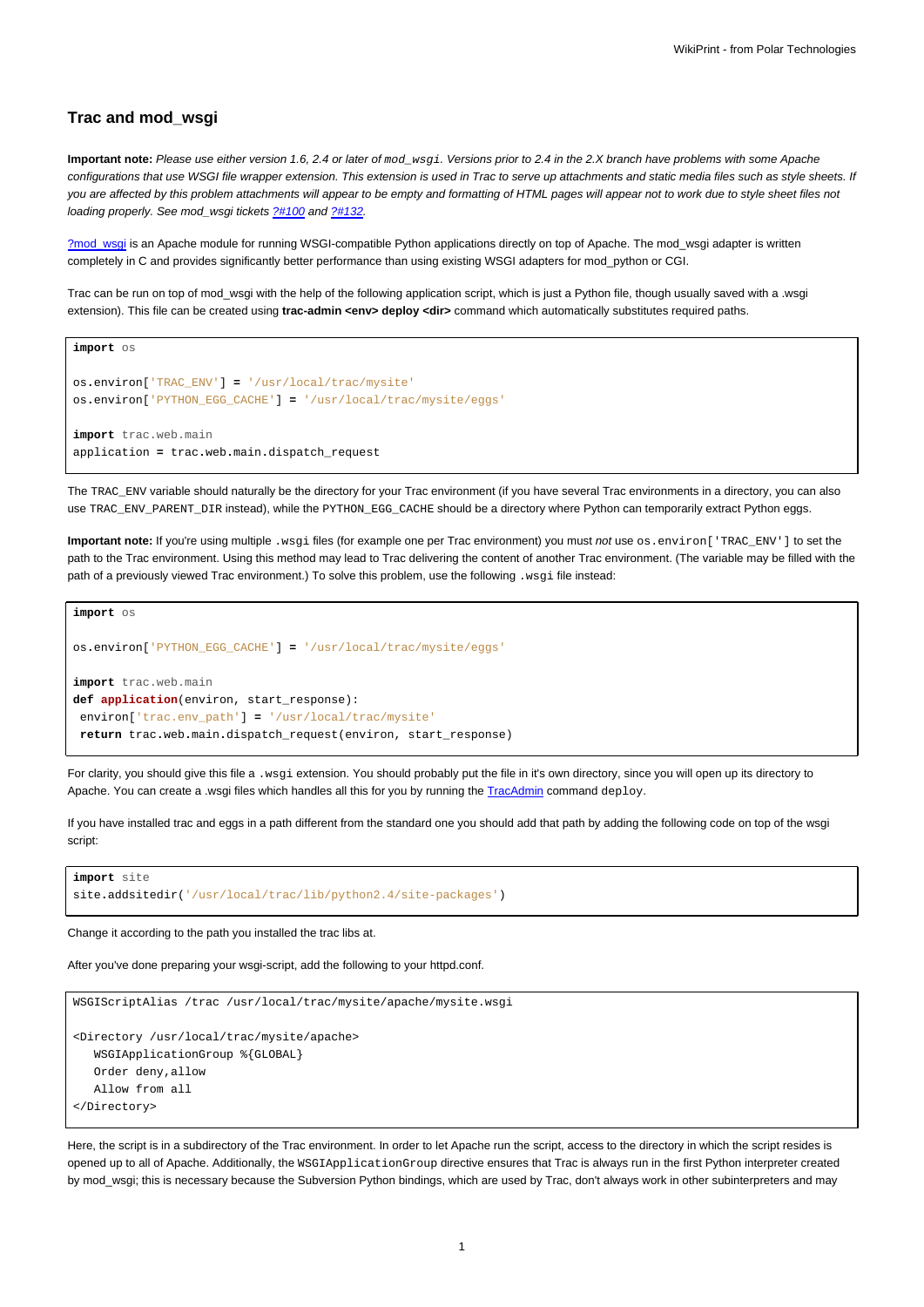## Trac and mod_wsgi

**Important note:** *Please use either version 1.6, 2.4 or later of `mod_wsgi`. Versions prior to 2.4 in the 2.X branch have problems with some Apache configurations that use WSGI file wrapper extension. This extension is used in Trac to serve up attachments and static media files such as style sheets. If you are affected by this problem attachments will appear to be empty and formatting of HTML pages will appear not to work due to style sheet files not loading properly. See mod_wsgi tickets ?#100 and ?#132.*

?mod_wsgi is an Apache module for running WSGI-compatible Python applications directly on top of Apache. The mod_wsgi adapter is written completely in C and provides significantly better performance than using existing WSGI adapters for mod_python or CGI.

Trac can be run on top of mod_wsgi with the help of the following application script, which is just a Python file, though usually saved with a .wsgi extension). This file can be created using **trac-admin <env> deploy <dir>** command which automatically substitutes required paths.

```
import os

os.environ['TRAC_ENV'] = '/usr/local/trac/mysite'
os.environ['PYTHON_EGG_CACHE'] = '/usr/local/trac/mysite/eggs'

import trac.web.main
application = trac.web.main.dispatch_request
```

The `TRAC_ENV` variable should naturally be the directory for your Trac environment (if you have several Trac environments in a directory, you can also use `TRAC_ENV_PARENT_DIR` instead), while the `PYTHON_EGG_CACHE` should be a directory where Python can temporarily extract Python eggs.

**Important note:** If you're using multiple `.wsgi` files (for example one per Trac environment) you must *not* use `os.environ['TRAC_ENV']` to set the path to the Trac environment. Using this method may lead to Trac delivering the content of another Trac environment. (The variable may be filled with the path of a previously viewed Trac environment.) To solve this problem, use the following `.wsgi` file instead:

```
import os

os.environ['PYTHON_EGG_CACHE'] = '/usr/local/trac/mysite/eggs'

import trac.web.main
def application(environ, start_response):
 environ['trac.env_path'] = '/usr/local/trac/mysite'
 return trac.web.main.dispatch_request(environ, start_response)
```

For clarity, you should give this file a `.wsgi` extension. You should probably put the file in it's own directory, since you will open up its directory to Apache. You can create a .wsgi files which handles all this for you by running the TracAdmin command `deploy`.

If you have installed trac and eggs in a path different from the standard one you should add that path by adding the following code on top of the wsgi script:

```
import site
site.addsitedir('/usr/local/trac/lib/python2.4/site-packages')
```

Change it according to the path you installed the trac libs at.

After you've done preparing your wsgi-script, add the following to your httpd.conf.

```
WSGIScriptAlias /trac /usr/local/trac/mysite/apache/mysite.wsgi

<Directory /usr/local/trac/mysite/apache>
   WSGIApplicationGroup %{GLOBAL}
   Order deny,allow
   Allow from all
</Directory>
```

Here, the script is in a subdirectory of the Trac environment. In order to let Apache run the script, access to the directory in which the script resides is opened up to all of Apache. Additionally, the `WSGIApplicationGroup` directive ensures that Trac is always run in the first Python interpreter created by mod_wsgi; this is necessary because the Subversion Python bindings, which are used by Trac, don't always work in other subinterpreters and may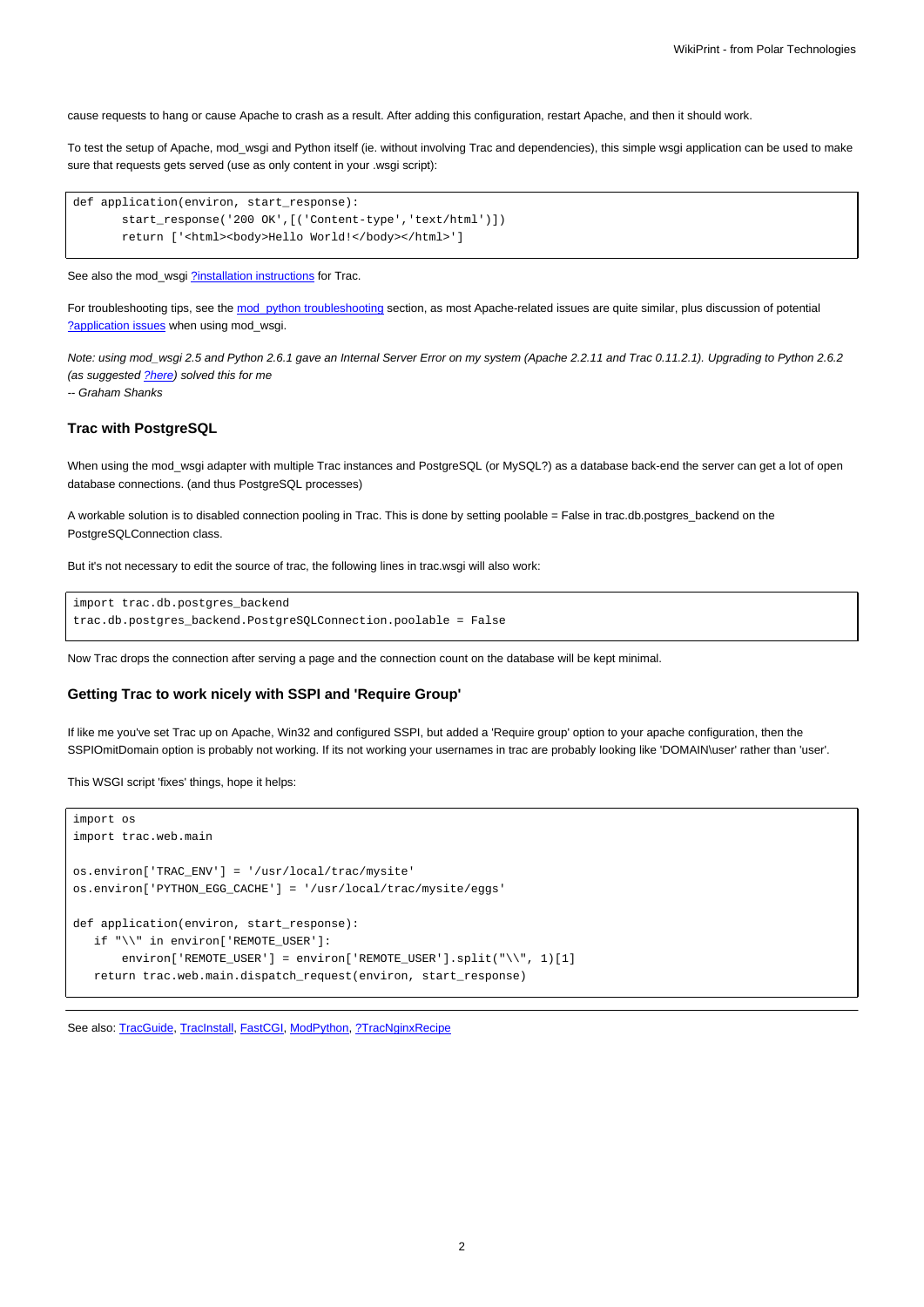cause requests to hang or cause Apache to crash as a result. After adding this configuration, restart Apache, and then it should work.

To test the setup of Apache, mod_wsgi and Python itself (ie. without involving Trac and dependencies), this simple wsgi application can be used to make sure that requests gets served (use as only content in your .wsgi script):

```
def application(environ, start_response):
        start_response('200 OK',[('Content-type','text/html')])
        return ['<html><body>Hello World!</body></html>']
```

See also the mod_wsgi ?installation instructions for Trac.

For troubleshooting tips, see the mod_python troubleshooting section, as most Apache-related issues are quite similar, plus discussion of potential ?application issues when using mod_wsgi.

*Note: using mod_wsgi 2.5 and Python 2.6.1 gave an Internal Server Error on my system (Apache 2.2.11 and Trac 0.11.2.1). Upgrading to Python 2.6.2 (as suggested ?here) solved this for me*
*-- Graham Shanks*

### Trac with PostgreSQL

When using the mod_wsgi adapter with multiple Trac instances and PostgreSQL (or MySQL?) as a database back-end the server can get a lot of open database connections. (and thus PostgreSQL processes)

A workable solution is to disabled connection pooling in Trac. This is done by setting poolable = False in trac.db.postgres_backend on the PostgreSQLConnection class.

But it's not necessary to edit the source of trac, the following lines in trac.wsgi will also work:

```
import trac.db.postgres_backend
trac.db.postgres_backend.PostgreSQLConnection.poolable = False
```

Now Trac drops the connection after serving a page and the connection count on the database will be kept minimal.

### Getting Trac to work nicely with SSPI and 'Require Group'

If like me you've set Trac up on Apache, Win32 and configured SSPI, but added a 'Require group' option to your apache configuration, then the SSPIOmitDomain option is probably not working. If its not working your usernames in trac are probably looking like 'DOMAIN\user' rather than 'user'.

This WSGI script 'fixes' things, hope it helps:

```
import os
import trac.web.main

os.environ['TRAC_ENV'] = '/usr/local/trac/mysite'
os.environ['PYTHON_EGG_CACHE'] = '/usr/local/trac/mysite/eggs'

def application(environ, start_response):
   if "\\" in environ['REMOTE_USER']:
       environ['REMOTE_USER'] = environ['REMOTE_USER'].split("\\", 1)[1]
   return trac.web.main.dispatch_request(environ, start_response)
```

---

See also: TracGuide, TracInstall, FastCGI, ModPython, ?TracNginxRecipe